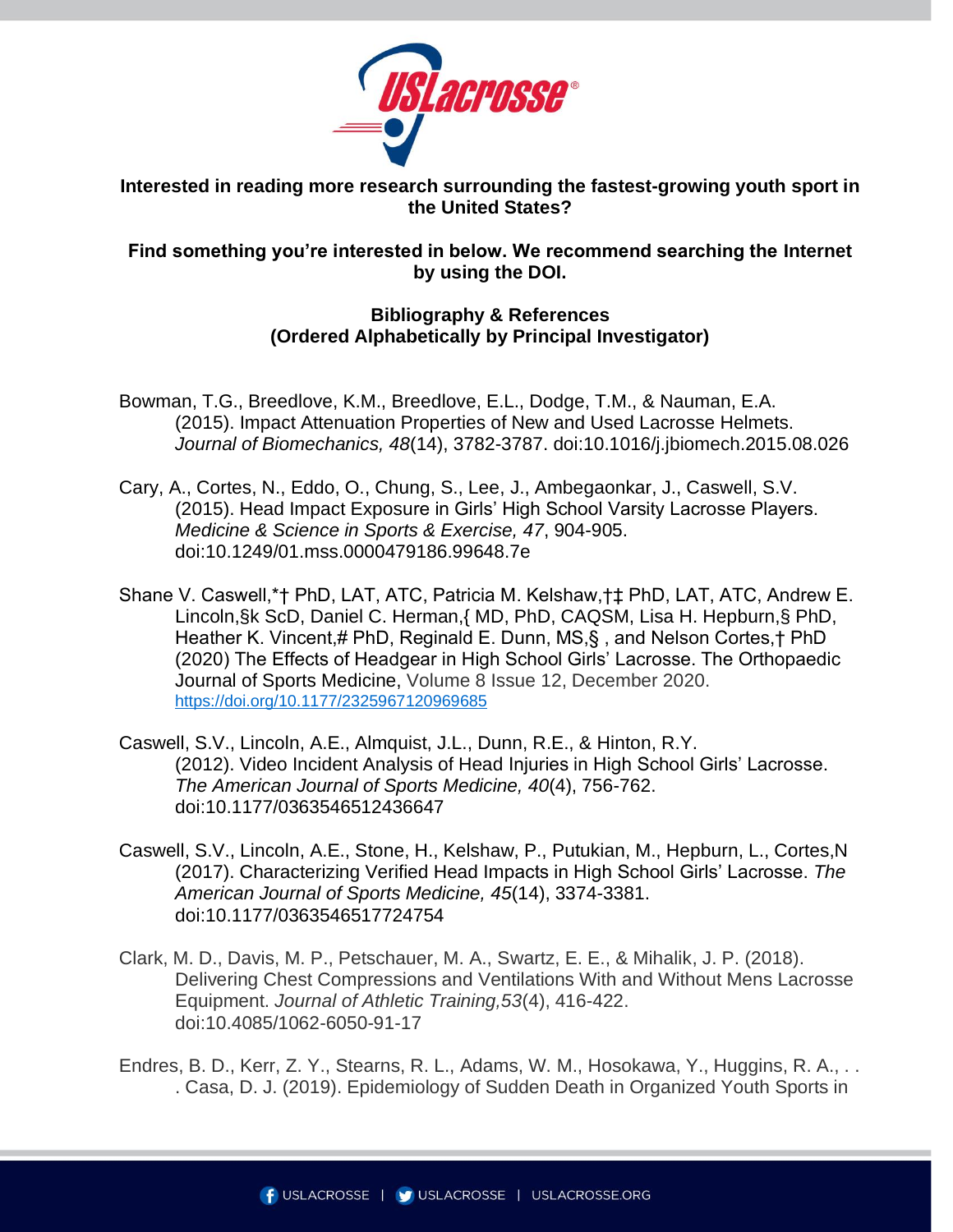**Interested in reading more research surrounding the fastest-growing youth sport in the United States?**

**Find something you're interested in below. We recommend searching the Internet by using the DOI.**

**Bibliography & References**
**(Ordered Alphabetically by Principal Investigator)**

Bowman, T.G., Breedlove, K.M., Breedlove, E.L., Dodge, T.M., & Nauman, E.A. (2015). Impact Attenuation Properties of New and Used Lacrosse Helmets. *Journal of Biomechanics, 48*(14), 3782-3787. doi:10.1016/j.jbiomech.2015.08.026

Cary, A., Cortes, N., Eddo, O., Chung, S., Lee, J., Ambegaonkar, J., Caswell, S.V. (2015). Head Impact Exposure in Girls' High School Varsity Lacrosse Players. *Medicine & Science in Sports & Exercise, 47*, 904-905. doi:10.1249/01.mss.0000479186.99648.7e

Shane V. Caswell,*† PhD, LAT, ATC, Patricia M. Kelshaw,†‡ PhD, LAT, ATC, Andrew E. Lincoln,§k ScD, Daniel C. Herman,{ MD, PhD, CAQSM, Lisa H. Hepburn,§ PhD, Heather K. Vincent,# PhD, Reginald E. Dunn, MS,§ , and Nelson Cortes,† PhD (2020) The Effects of Headgear in High School Girls' Lacrosse. The Orthopaedic Journal of Sports Medicine, Volume 8 Issue 12, December 2020. https://doi.org/10.1177/2325967120969685

Caswell, S.V., Lincoln, A.E., Almquist, J.L., Dunn, R.E., & Hinton, R.Y. (2012). Video Incident Analysis of Head Injuries in High School Girls' Lacrosse. *The American Journal of Sports Medicine, 40*(4), 756-762. doi:10.1177/0363546512436647

Caswell, S.V., Lincoln, A.E., Stone, H., Kelshaw, P., Putukian, M., Hepburn, L., Cortes,N (2017). Characterizing Verified Head Impacts in High School Girls' Lacrosse. *The American Journal of Sports Medicine, 45*(14), 3374-3381. doi:10.1177/0363546517724754

Clark, M. D., Davis, M. P., Petschauer, M. A., Swartz, E. E., & Mihalik, J. P. (2018). Delivering Chest Compressions and Ventilations With and Without Mens Lacrosse Equipment. *Journal of Athletic Training,53*(4), 416-422. doi:10.4085/1062-6050-91-17

Endres, B. D., Kerr, Z. Y., Stearns, R. L., Adams, W. M., Hosokawa, Y., Huggins, R. A., . . . Casa, D. J. (2019). Epidemiology of Sudden Death in Organized Youth Sports in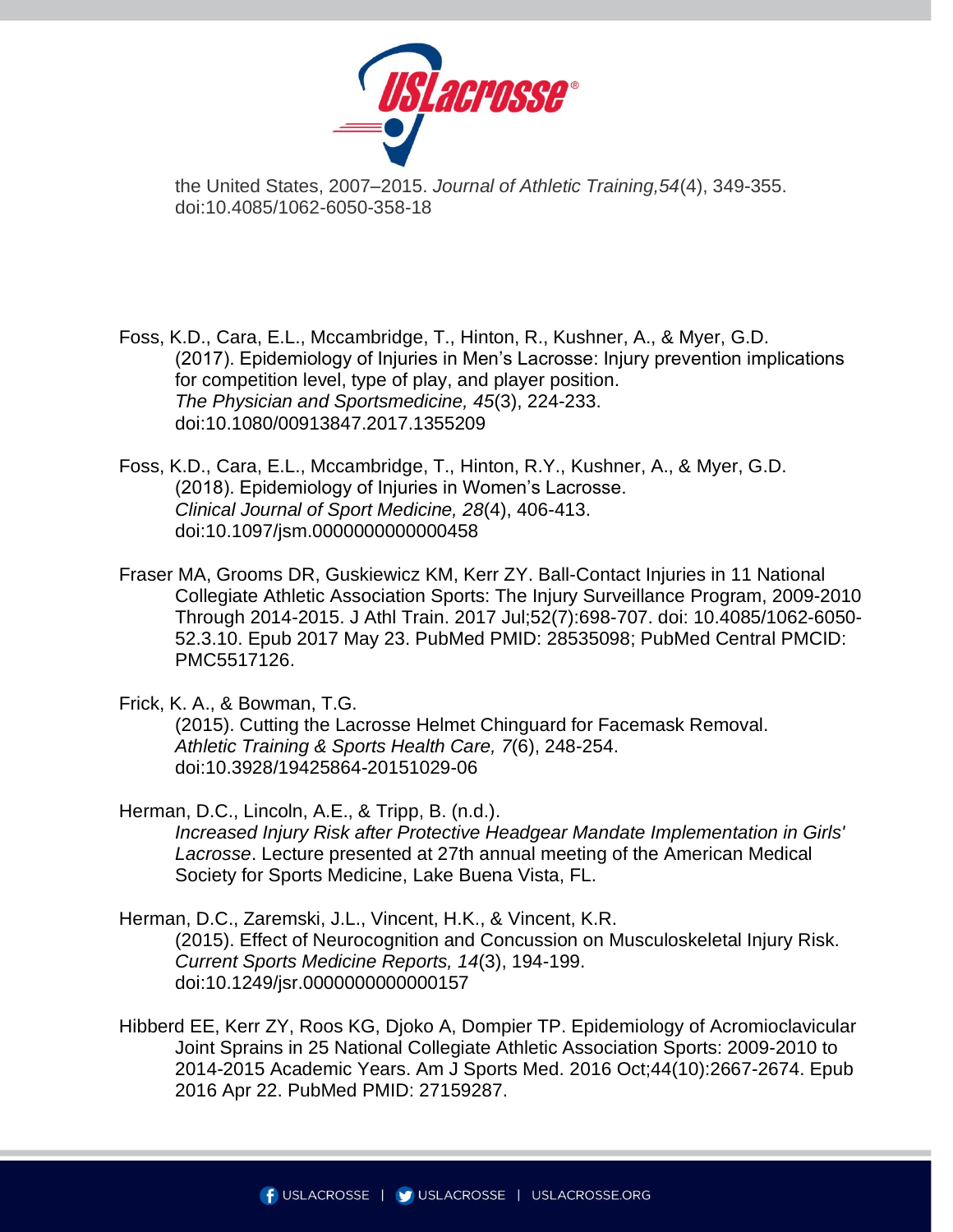the United States, 2007–2015. *Journal of Athletic Training,54*(4), 349-355. doi:10.4085/1062-6050-358-18

Foss, K.D., Cara, E.L., Mccambridge, T., Hinton, R., Kushner, A., & Myer, G.D. (2017). Epidemiology of Injuries in Men's Lacrosse: Injury prevention implications for competition level, type of play, and player position. *The Physician and Sportsmedicine, 45*(3), 224-233. doi:10.1080/00913847.2017.1355209

Foss, K.D., Cara, E.L., Mccambridge, T., Hinton, R.Y., Kushner, A., & Myer, G.D. (2018). Epidemiology of Injuries in Women's Lacrosse. *Clinical Journal of Sport Medicine, 28*(4), 406-413. doi:10.1097/jsm.0000000000000458

Fraser MA, Grooms DR, Guskiewicz KM, Kerr ZY. Ball-Contact Injuries in 11 National Collegiate Athletic Association Sports: The Injury Surveillance Program, 2009-2010 Through 2014-2015. J Athl Train. 2017 Jul;52(7):698-707. doi: 10.4085/1062-6050-52.3.10. Epub 2017 May 23. PubMed PMID: 28535098; PubMed Central PMCID: PMC5517126.

Frick, K. A., & Bowman, T.G. (2015). Cutting the Lacrosse Helmet Chinguard for Facemask Removal. *Athletic Training & Sports Health Care, 7*(6), 248-254. doi:10.3928/19425864-20151029-06

Herman, D.C., Lincoln, A.E., & Tripp, B. (n.d.). *Increased Injury Risk after Protective Headgear Mandate Implementation in Girls' Lacrosse*. Lecture presented at 27th annual meeting of the American Medical Society for Sports Medicine, Lake Buena Vista, FL.

Herman, D.C., Zaremski, J.L., Vincent, H.K., & Vincent, K.R. (2015). Effect of Neurocognition and Concussion on Musculoskeletal Injury Risk. *Current Sports Medicine Reports, 14*(3), 194-199. doi:10.1249/jsr.0000000000000157

Hibberd EE, Kerr ZY, Roos KG, Djoko A, Dompier TP. Epidemiology of Acromioclavicular Joint Sprains in 25 National Collegiate Athletic Association Sports: 2009-2010 to 2014-2015 Academic Years. Am J Sports Med. 2016 Oct;44(10):2667-2674. Epub 2016 Apr 22. PubMed PMID: 27159287.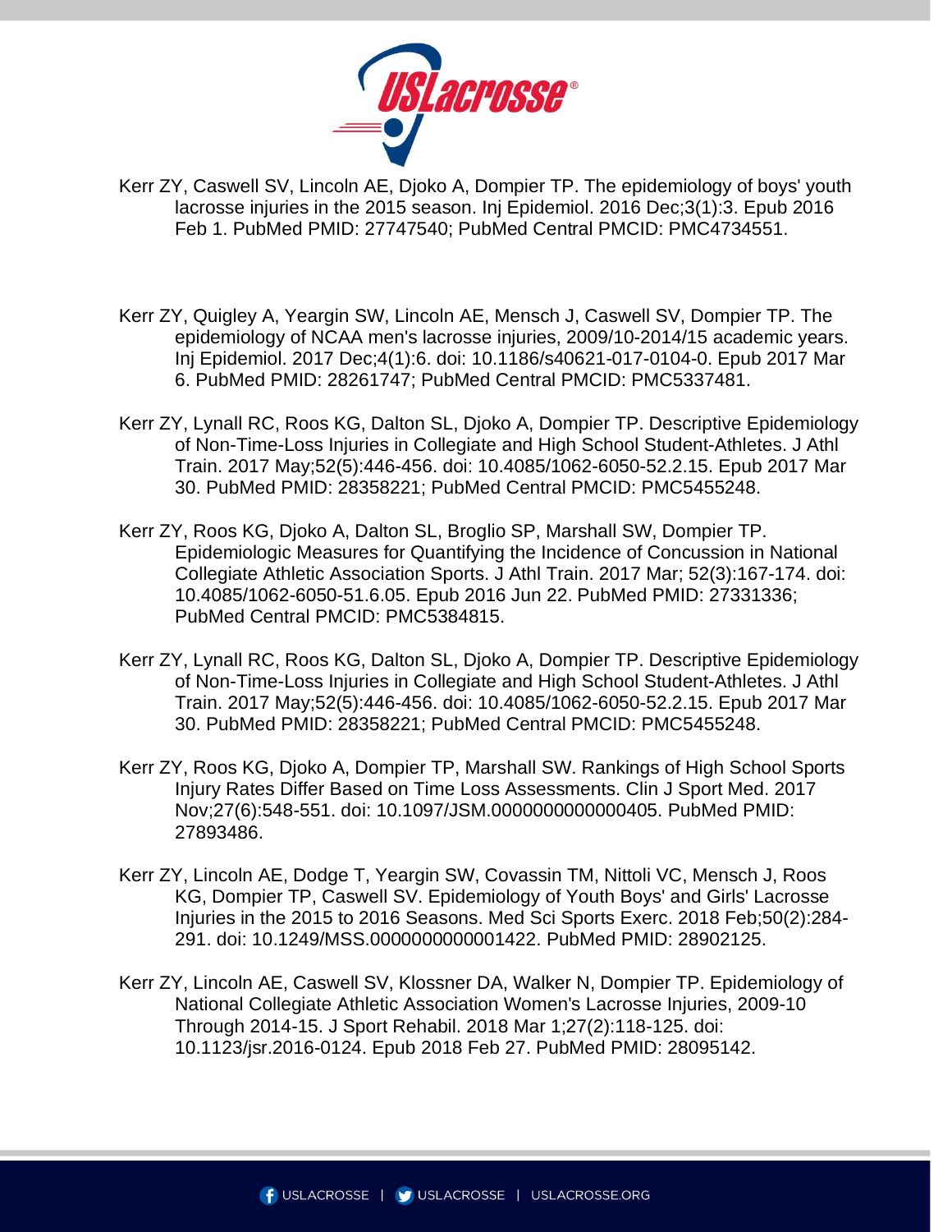Kerr ZY, Caswell SV, Lincoln AE, Djoko A, Dompier TP. The epidemiology of boys' youth lacrosse injuries in the 2015 season. Inj Epidemiol. 2016 Dec;3(1):3. Epub 2016 Feb 1. PubMed PMID: 27747540; PubMed Central PMCID: PMC4734551.

Kerr ZY, Quigley A, Yeargin SW, Lincoln AE, Mensch J, Caswell SV, Dompier TP. The epidemiology of NCAA men's lacrosse injuries, 2009/10-2014/15 academic years. Inj Epidemiol. 2017 Dec;4(1):6. doi: 10.1186/s40621-017-0104-0. Epub 2017 Mar 6. PubMed PMID: 28261747; PubMed Central PMCID: PMC5337481.

Kerr ZY, Lynall RC, Roos KG, Dalton SL, Djoko A, Dompier TP. Descriptive Epidemiology of Non-Time-Loss Injuries in Collegiate and High School Student-Athletes. J Athl Train. 2017 May;52(5):446-456. doi: 10.4085/1062-6050-52.2.15. Epub 2017 Mar 30. PubMed PMID: 28358221; PubMed Central PMCID: PMC5455248.

Kerr ZY, Roos KG, Djoko A, Dalton SL, Broglio SP, Marshall SW, Dompier TP. Epidemiologic Measures for Quantifying the Incidence of Concussion in National Collegiate Athletic Association Sports. J Athl Train. 2017 Mar; 52(3):167-174. doi: 10.4085/1062-6050-51.6.05. Epub 2016 Jun 22. PubMed PMID: 27331336; PubMed Central PMCID: PMC5384815.

Kerr ZY, Lynall RC, Roos KG, Dalton SL, Djoko A, Dompier TP. Descriptive Epidemiology of Non-Time-Loss Injuries in Collegiate and High School Student-Athletes. J Athl Train. 2017 May;52(5):446-456. doi: 10.4085/1062-6050-52.2.15. Epub 2017 Mar 30. PubMed PMID: 28358221; PubMed Central PMCID: PMC5455248.

Kerr ZY, Roos KG, Djoko A, Dompier TP, Marshall SW. Rankings of High School Sports Injury Rates Differ Based on Time Loss Assessments. Clin J Sport Med. 2017 Nov;27(6):548-551. doi: 10.1097/JSM.0000000000000405. PubMed PMID: 27893486.

Kerr ZY, Lincoln AE, Dodge T, Yeargin SW, Covassin TM, Nittoli VC, Mensch J, Roos KG, Dompier TP, Caswell SV. Epidemiology of Youth Boys' and Girls' Lacrosse Injuries in the 2015 to 2016 Seasons. Med Sci Sports Exerc. 2018 Feb;50(2):284-291. doi: 10.1249/MSS.0000000000001422. PubMed PMID: 28902125.

Kerr ZY, Lincoln AE, Caswell SV, Klossner DA, Walker N, Dompier TP. Epidemiology of National Collegiate Athletic Association Women's Lacrosse Injuries, 2009-10 Through 2014-15. J Sport Rehabil. 2018 Mar 1;27(2):118-125. doi: 10.1123/jsr.2016-0124. Epub 2018 Feb 27. PubMed PMID: 28095142.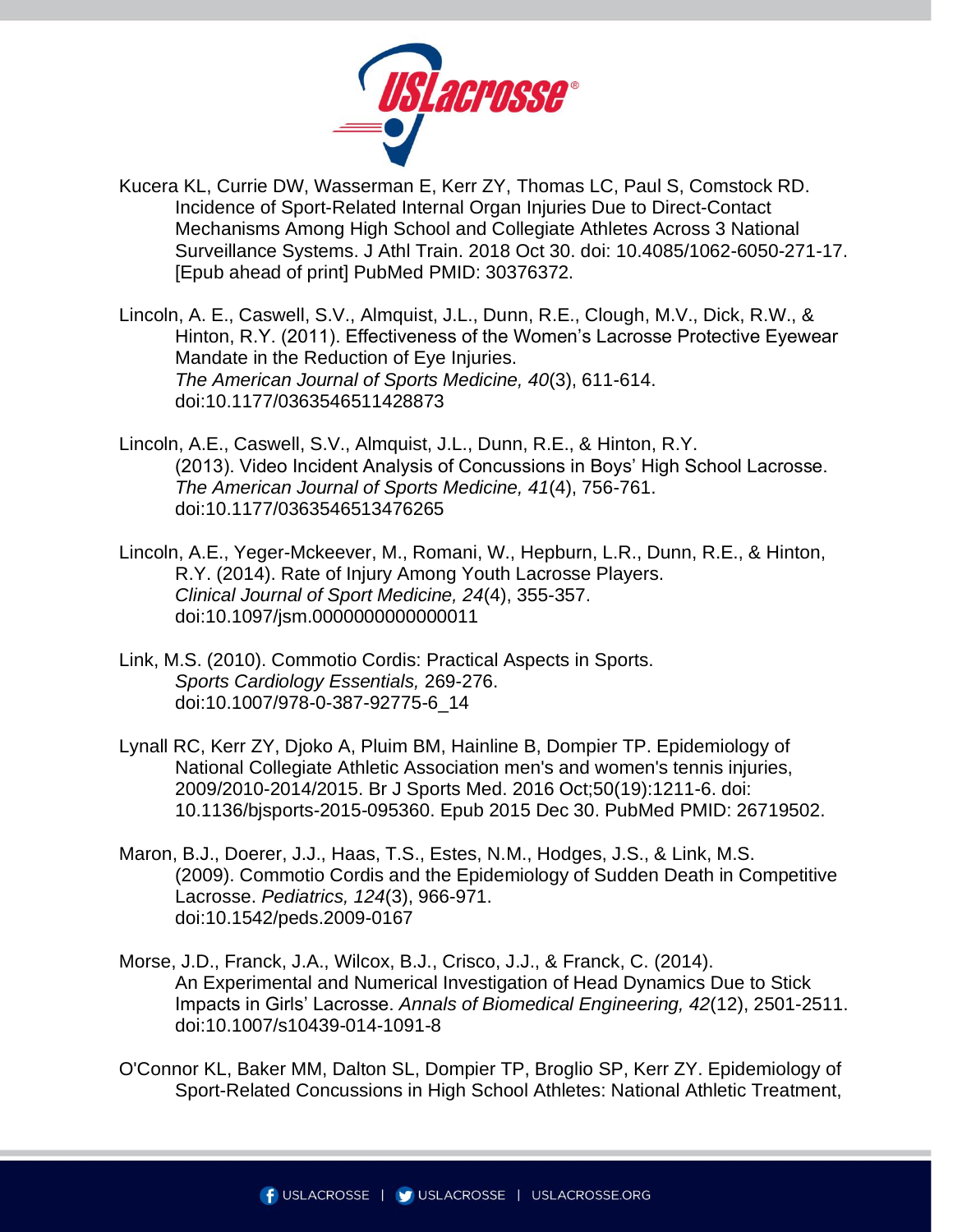Kucera KL, Currie DW, Wasserman E, Kerr ZY, Thomas LC, Paul S, Comstock RD. Incidence of Sport-Related Internal Organ Injuries Due to Direct-Contact Mechanisms Among High School and Collegiate Athletes Across 3 National Surveillance Systems. J Athl Train. 2018 Oct 30. doi: 10.4085/1062-6050-271-17. [Epub ahead of print] PubMed PMID: 30376372.

Lincoln, A. E., Caswell, S.V., Almquist, J.L., Dunn, R.E., Clough, M.V., Dick, R.W., & Hinton, R.Y. (2011). Effectiveness of the Women's Lacrosse Protective Eyewear Mandate in the Reduction of Eye Injuries. *The American Journal of Sports Medicine, 40*(3), 611-614. doi:10.1177/0363546511428873

Lincoln, A.E., Caswell, S.V., Almquist, J.L., Dunn, R.E., & Hinton, R.Y. (2013). Video Incident Analysis of Concussions in Boys' High School Lacrosse. *The American Journal of Sports Medicine, 41*(4), 756-761. doi:10.1177/0363546513476265

Lincoln, A.E., Yeger-Mckeever, M., Romani, W., Hepburn, L.R., Dunn, R.E., & Hinton, R.Y. (2014). Rate of Injury Among Youth Lacrosse Players. *Clinical Journal of Sport Medicine, 24*(4), 355-357. doi:10.1097/jsm.0000000000000011

Link, M.S. (2010). Commotio Cordis: Practical Aspects in Sports. *Sports Cardiology Essentials,* 269-276. doi:10.1007/978-0-387-92775-6_14

Lynall RC, Kerr ZY, Djoko A, Pluim BM, Hainline B, Dompier TP. Epidemiology of National Collegiate Athletic Association men's and women's tennis injuries, 2009/2010-2014/2015. Br J Sports Med. 2016 Oct;50(19):1211-6. doi: 10.1136/bjsports-2015-095360. Epub 2015 Dec 30. PubMed PMID: 26719502.

Maron, B.J., Doerer, J.J., Haas, T.S., Estes, N.M., Hodges, J.S., & Link, M.S. (2009). Commotio Cordis and the Epidemiology of Sudden Death in Competitive Lacrosse. *Pediatrics, 124*(3), 966-971. doi:10.1542/peds.2009-0167

Morse, J.D., Franck, J.A., Wilcox, B.J., Crisco, J.J., & Franck, C. (2014). An Experimental and Numerical Investigation of Head Dynamics Due to Stick Impacts in Girls' Lacrosse. *Annals of Biomedical Engineering, 42*(12), 2501-2511. doi:10.1007/s10439-014-1091-8

O'Connor KL, Baker MM, Dalton SL, Dompier TP, Broglio SP, Kerr ZY. Epidemiology of Sport-Related Concussions in High School Athletes: National Athletic Treatment,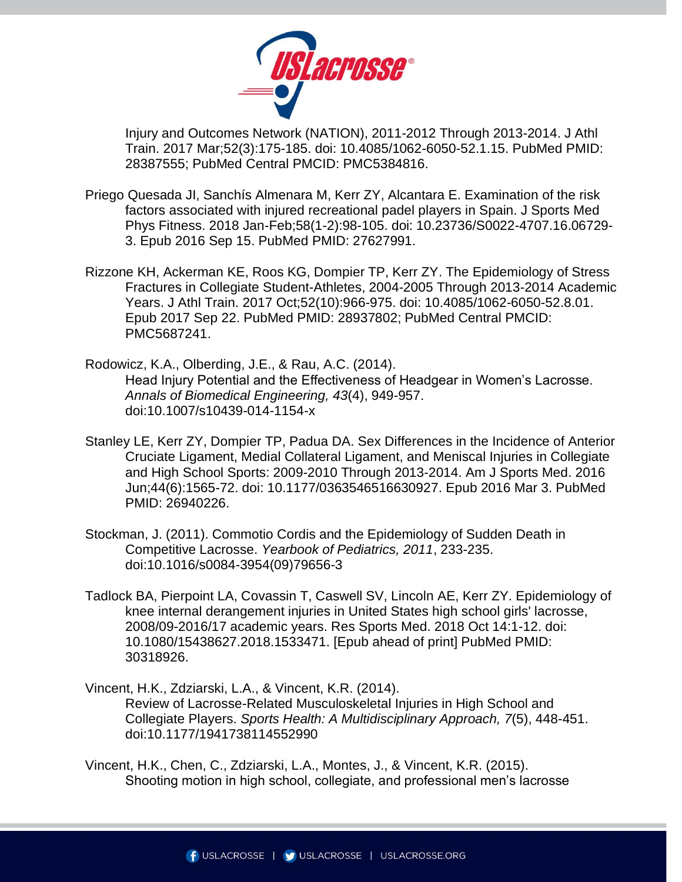Injury and Outcomes Network (NATION), 2011-2012 Through 2013-2014. J Athl Train. 2017 Mar;52(3):175-185. doi: 10.4085/1062-6050-52.1.15. PubMed PMID: 28387555; PubMed Central PMCID: PMC5384816.

Priego Quesada JI, Sanchís Almenara M, Kerr ZY, Alcantara E. Examination of the risk factors associated with injured recreational padel players in Spain. J Sports Med Phys Fitness. 2018 Jan-Feb;58(1-2):98-105. doi: 10.23736/S0022-4707.16.06729-3. Epub 2016 Sep 15. PubMed PMID: 27627991.

Rizzone KH, Ackerman KE, Roos KG, Dompier TP, Kerr ZY. The Epidemiology of Stress Fractures in Collegiate Student-Athletes, 2004-2005 Through 2013-2014 Academic Years. J Athl Train. 2017 Oct;52(10):966-975. doi: 10.4085/1062-6050-52.8.01. Epub 2017 Sep 22. PubMed PMID: 28937802; PubMed Central PMCID: PMC5687241.

Rodowicz, K.A., Olberding, J.E., & Rau, A.C. (2014). Head Injury Potential and the Effectiveness of Headgear in Women's Lacrosse. *Annals of Biomedical Engineering, 43*(4), 949-957. doi:10.1007/s10439-014-1154-x

Stanley LE, Kerr ZY, Dompier TP, Padua DA. Sex Differences in the Incidence of Anterior Cruciate Ligament, Medial Collateral Ligament, and Meniscal Injuries in Collegiate and High School Sports: 2009-2010 Through 2013-2014. Am J Sports Med. 2016 Jun;44(6):1565-72. doi: 10.1177/0363546516630927. Epub 2016 Mar 3. PubMed PMID: 26940226.

Stockman, J. (2011). Commotio Cordis and the Epidemiology of Sudden Death in Competitive Lacrosse. *Yearbook of Pediatrics, 2011*, 233-235. doi:10.1016/s0084-3954(09)79656-3

Tadlock BA, Pierpoint LA, Covassin T, Caswell SV, Lincoln AE, Kerr ZY. Epidemiology of knee internal derangement injuries in United States high school girls' lacrosse, 2008/09-2016/17 academic years. Res Sports Med. 2018 Oct 14:1-12. doi: 10.1080/15438627.2018.1533471. [Epub ahead of print] PubMed PMID: 30318926.

Vincent, H.K., Zdziarski, L.A., & Vincent, K.R. (2014). Review of Lacrosse-Related Musculoskeletal Injuries in High School and Collegiate Players. *Sports Health: A Multidisciplinary Approach, 7*(5), 448-451. doi:10.1177/1941738114552990

Vincent, H.K., Chen, C., Zdziarski, L.A., Montes, J., & Vincent, K.R. (2015). Shooting motion in high school, collegiate, and professional men's lacrosse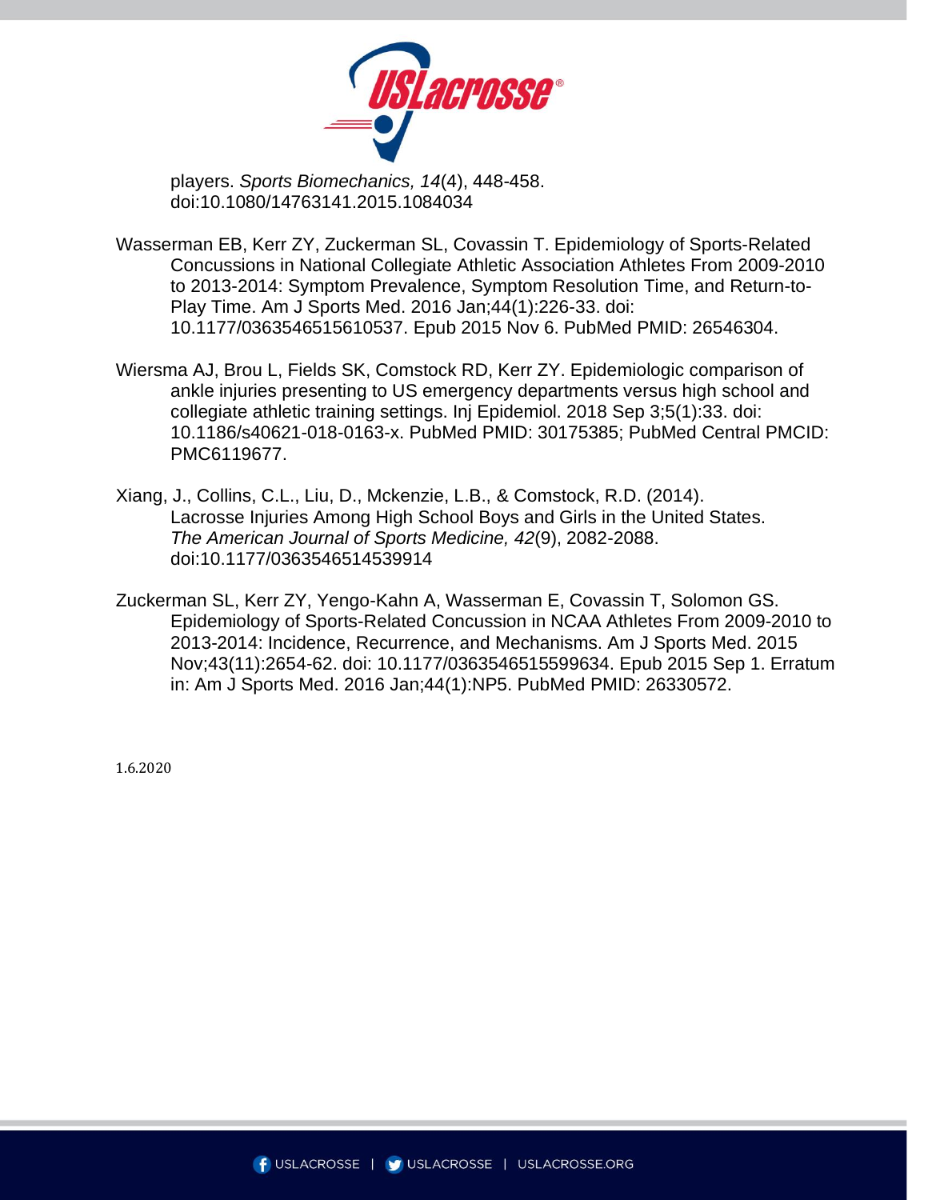players. *Sports Biomechanics, 14*(4), 448-458. doi:10.1080/14763141.2015.1084034

Wasserman EB, Kerr ZY, Zuckerman SL, Covassin T. Epidemiology of Sports-Related Concussions in National Collegiate Athletic Association Athletes From 2009-2010 to 2013-2014: Symptom Prevalence, Symptom Resolution Time, and Return-to-Play Time. Am J Sports Med. 2016 Jan;44(1):226-33. doi: 10.1177/0363546515610537. Epub 2015 Nov 6. PubMed PMID: 26546304.

Wiersma AJ, Brou L, Fields SK, Comstock RD, Kerr ZY. Epidemiologic comparison of ankle injuries presenting to US emergency departments versus high school and collegiate athletic training settings. Inj Epidemiol. 2018 Sep 3;5(1):33. doi: 10.1186/s40621-018-0163-x. PubMed PMID: 30175385; PubMed Central PMCID: PMC6119677.

Xiang, J., Collins, C.L., Liu, D., Mckenzie, L.B., & Comstock, R.D. (2014). Lacrosse Injuries Among High School Boys and Girls in the United States. *The American Journal of Sports Medicine, 42*(9), 2082-2088. doi:10.1177/0363546514539914

Zuckerman SL, Kerr ZY, Yengo-Kahn A, Wasserman E, Covassin T, Solomon GS. Epidemiology of Sports-Related Concussion in NCAA Athletes From 2009-2010 to 2013-2014: Incidence, Recurrence, and Mechanisms. Am J Sports Med. 2015 Nov;43(11):2654-62. doi: 10.1177/0363546515599634. Epub 2015 Sep 1. Erratum in: Am J Sports Med. 2016 Jan;44(1):NP5. PubMed PMID: 26330572.

1.6.2020